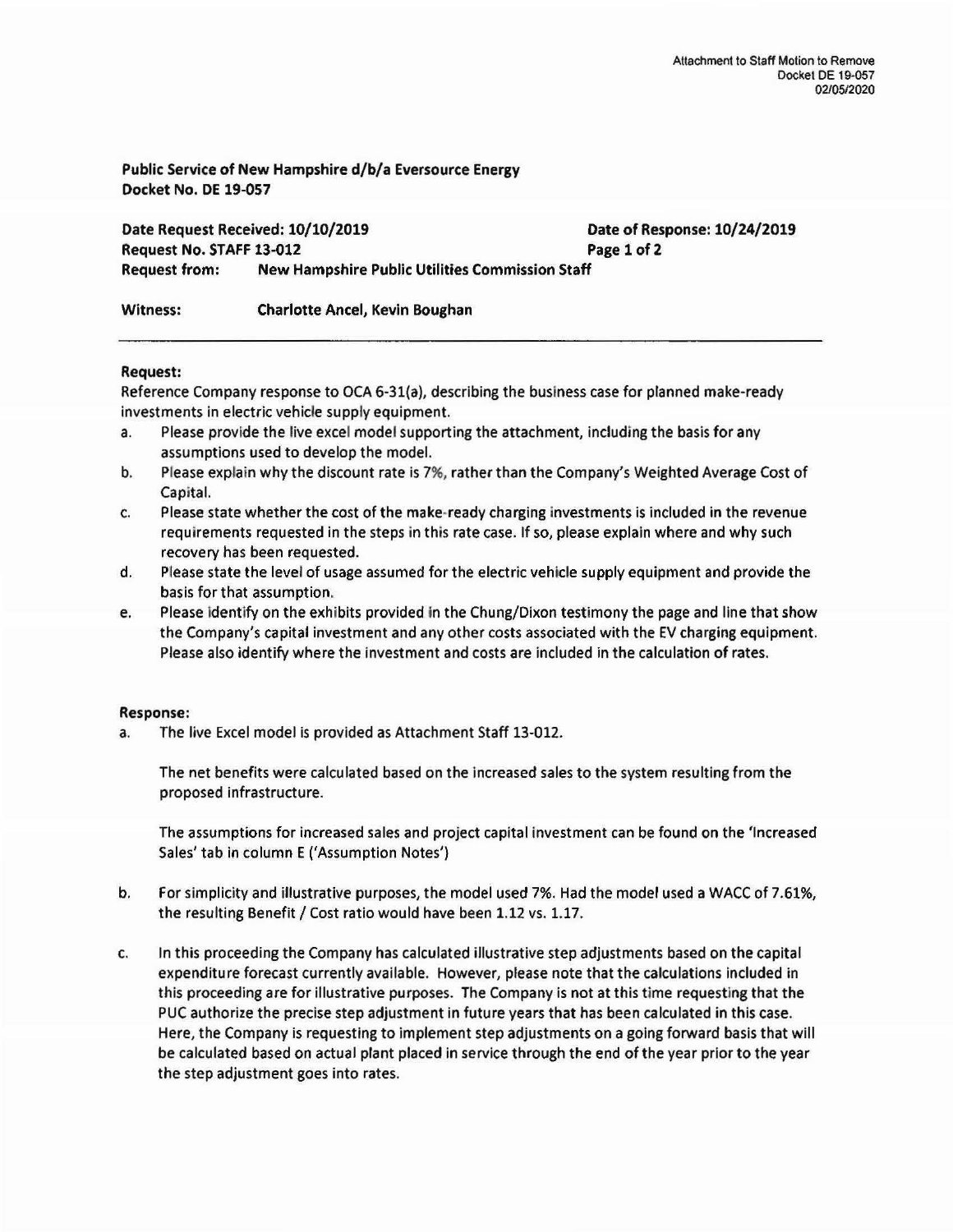Attachment to Staff Motion to Remove
Docket DE 19-057
02/05/2020

**Public Service of New Hampshire d/b/a Eversource Energy**
**Docket No. DE 19-057**

**Date Request Received: 10/10/2019** **Date of Response: 10/24/2019**
**Request No. STAFF 13-012**
**Request from: New Hampshire Public Utilities Commission Staff**

**Witness: Charlotte Ancel, Kevin Boughan**

---

**Request:**

Reference Company response to OCA 6-31(a), describing the business case for planned make-ready investments in electric vehicle supply equipment.

a. Please provide the live excel model supporting the attachment, including the basis for any assumptions used to develop the model.

b. Please explain why the discount rate is 7%, rather than the Company's Weighted Average Cost of Capital.

c. Please state whether the cost of the make-ready charging investments is included in the revenue requirements requested in the steps in this rate case. If so, please explain where and why such recovery has been requested.

d. Please state the level of usage assumed for the electric vehicle supply equipment and provide the basis for that assumption.

e. Please identify on the exhibits provided in the Chung/Dixon testimony the page and line that show the Company's capital investment and any other costs associated with the EV charging equipment. Please also identify where the investment and costs are included in the calculation of rates.

**Response:**

a. The live Excel model is provided as Attachment Staff 13-012.

   The net benefits were calculated based on the increased sales to the system resulting from the proposed infrastructure.

   The assumptions for increased sales and project capital investment can be found on the 'Increased Sales' tab in column E ('Assumption Notes')

b. For simplicity and illustrative purposes, the model used 7%. Had the model used a WACC of 7.61%, the resulting Benefit / Cost ratio would have been 1.12 vs. 1.17.

c. In this proceeding the Company has calculated illustrative step adjustments based on the capital expenditure forecast currently available. However, please note that the calculations included in this proceeding are for illustrative purposes. The Company is not at this time requesting that the PUC authorize the precise step adjustment in future years that has been calculated in this case. Here, the Company is requesting to implement step adjustments on a going forward basis that will be calculated based on actual plant placed in service through the end of the year prior to the year the step adjustment goes into rates.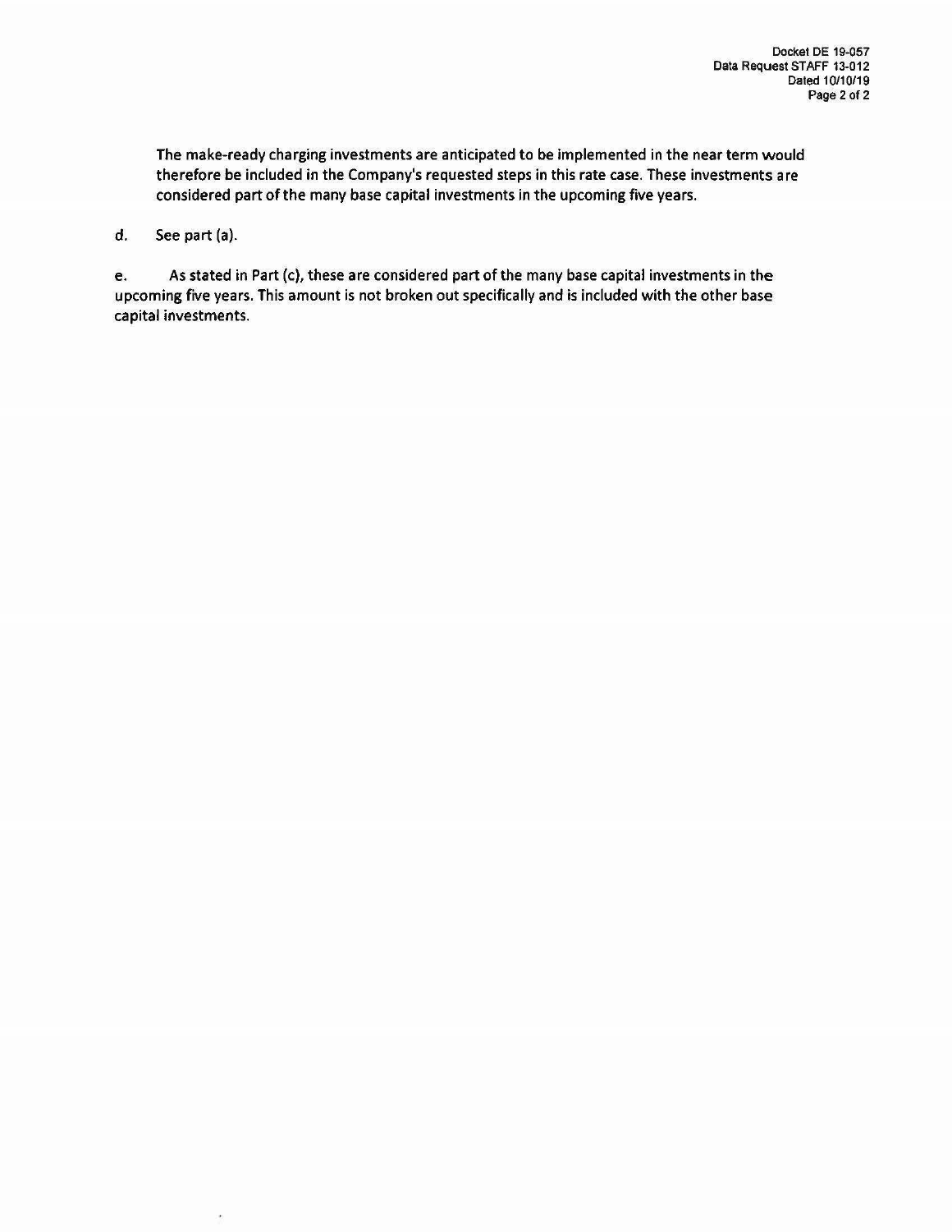The make-ready charging investments are anticipated to be implemented in the near term would therefore be included in the Company's requested steps in this rate case. These investments are considered part of the many base capital investments in the upcoming five years.

d. See part (a).

e. As stated in Part (c), these are considered part of the many base capital investments in the upcoming five years. This amount is not broken out specifically and is included with the other base capital investments.